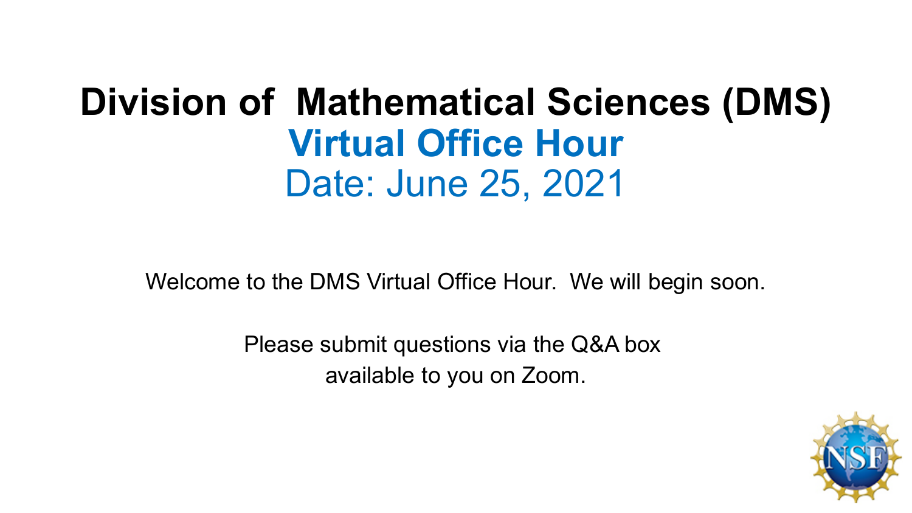# Division of Mathematical Sciences (DMS)

## Virtual Office Hour

Date: June 25, 2021

Welcome to the DMS Virtual Office Hour. We will begin soon.

Please submit questions via the Q&A box available to you on Zoom.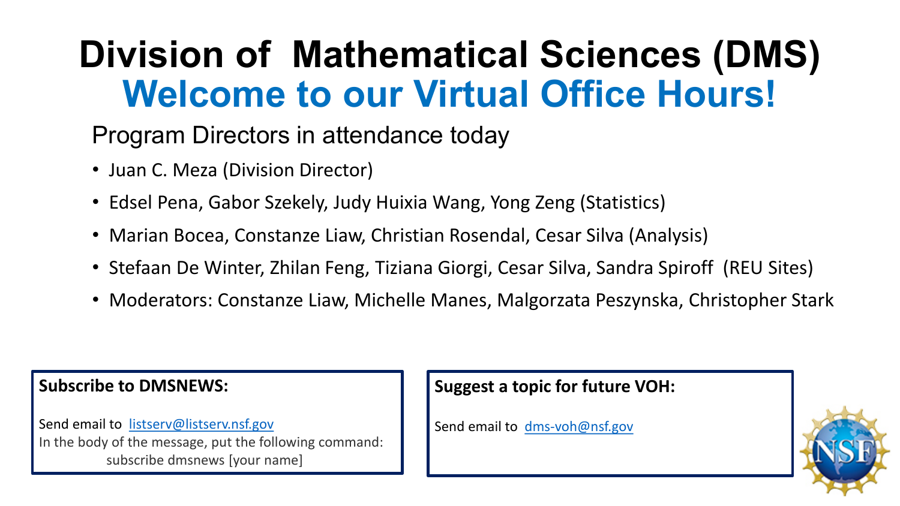# Division of Mathematical Sciences (DMS)

## Welcome to our Virtual Office Hours!

Program Directors in attendance today

- Juan C. Meza (Division Director)
- Edsel Pena, Gabor Szekely, Judy Huixia Wang, Yong Zeng (Statistics)
- Marian Bocea, Constanze Liaw, Christian Rosendal, Cesar Silva (Analysis)
- Stefaan De Winter, Zhilan Feng, Tiziana Giorgi, Cesar Silva, Sandra Spiroff (REU Sites)
- Moderators: Constanze Liaw, Michelle Manes, Malgorzata Peszynska, Christopher Stark

**Subscribe to DMSNEWS:**

Send email to listserv@listserv.nsf.gov
In the body of the message, put the following command:
subscribe dmsnews [your name]

**Suggest a topic for future VOH:**

Send email to dms-voh@nsf.gov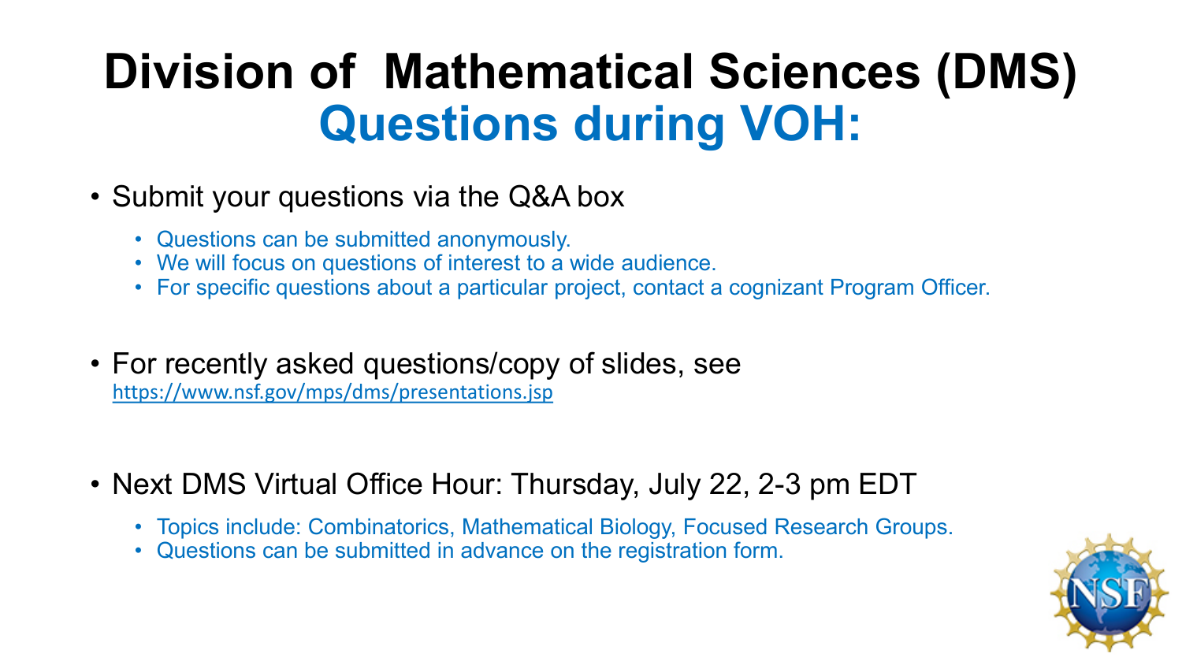# Division of Mathematical Sciences (DMS)
## Questions during VOH:

- Submit your questions via the Q&A box
  - Questions can be submitted anonymously.
  - We will focus on questions of interest to a wide audience.
  - For specific questions about a particular project, contact a cognizant Program Officer.

- For recently asked questions/copy of slides, see https://www.nsf.gov/mps/dms/presentations.jsp

- Next DMS Virtual Office Hour: Thursday, July 22, 2-3 pm EDT
  - Topics include: Combinatorics, Mathematical Biology, Focused Research Groups.
  - Questions can be submitted in advance on the registration form.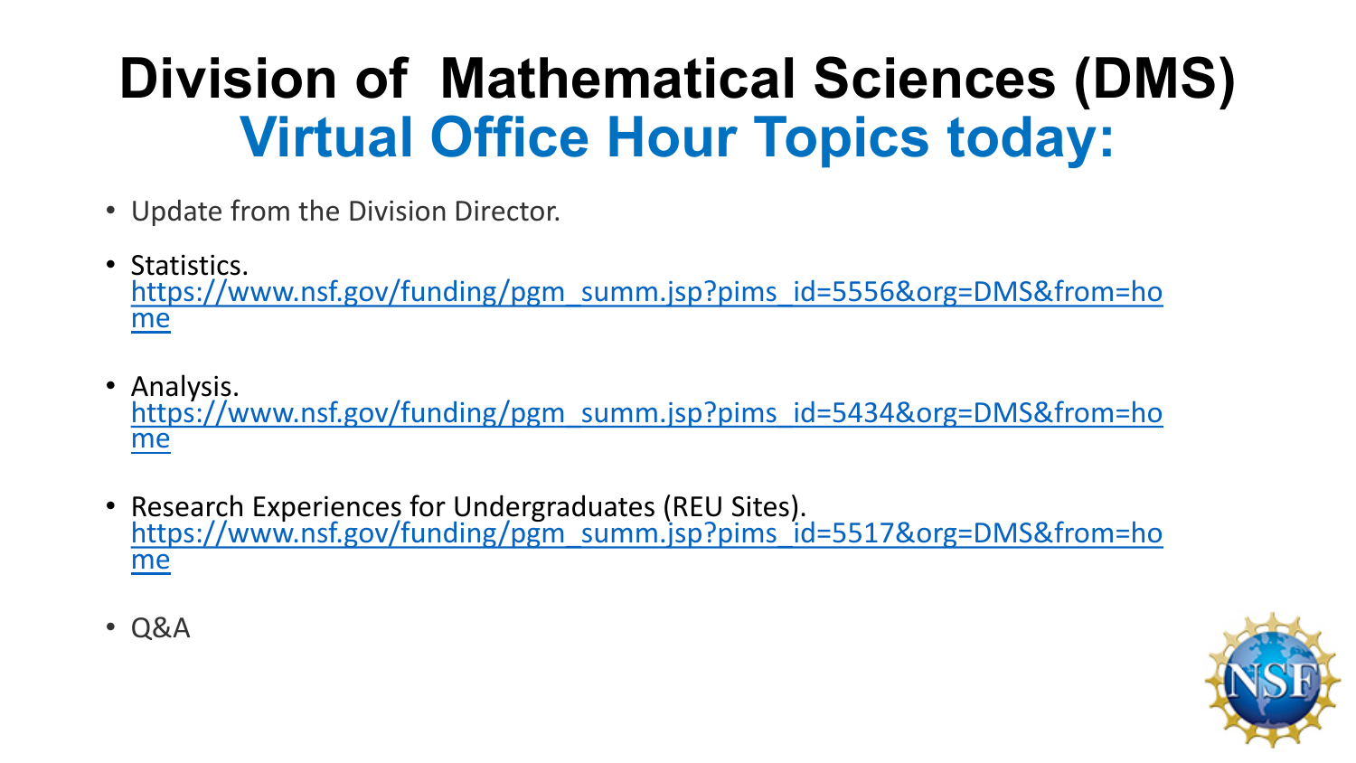# Division of Mathematical Sciences (DMS)
## Virtual Office Hour Topics today:

- Update from the Division Director.
- Statistics. https://www.nsf.gov/funding/pgm_summ.jsp?pims_id=5556&org=DMS&from=home
- Analysis. https://www.nsf.gov/funding/pgm_summ.jsp?pims_id=5434&org=DMS&from=home
- Research Experiences for Undergraduates (REU Sites). https://www.nsf.gov/funding/pgm_summ.jsp?pims_id=5517&org=DMS&from=home
- Q&A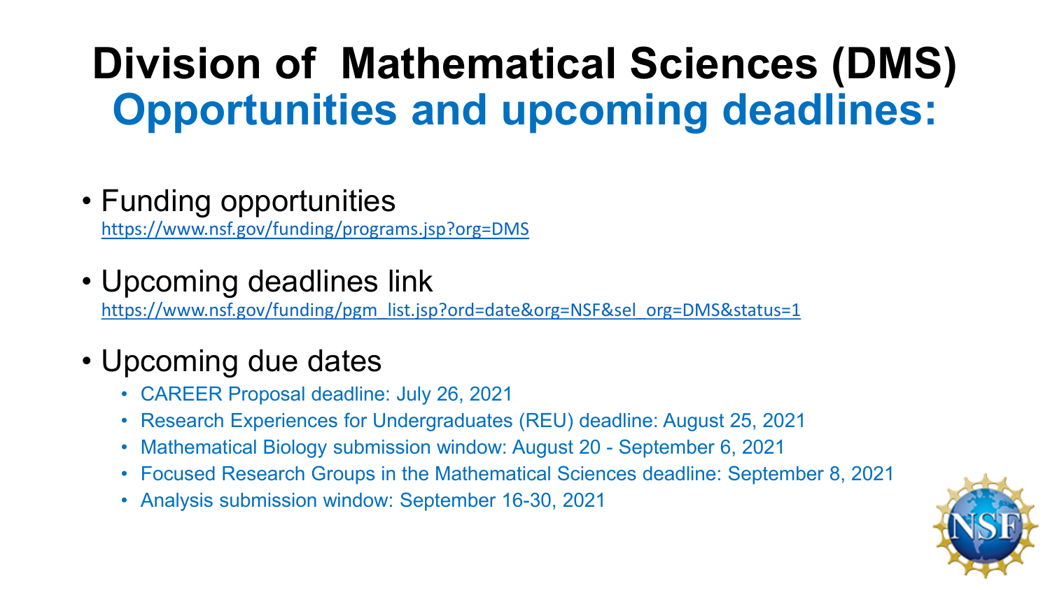# Division of Mathematical Sciences (DMS)

## Opportunities and upcoming deadlines:

- Funding opportunities
  https://www.nsf.gov/funding/programs.jsp?org=DMS

- Upcoming deadlines link
  https://www.nsf.gov/funding/pgm_list.jsp?ord=date&org=NSF&sel_org=DMS&status=1

- Upcoming due dates
  - CAREER Proposal deadline: July 26, 2021
  - Research Experiences for Undergraduates (REU) deadline: August 25, 2021
  - Mathematical Biology submission window: August 20 - September 6, 2021
  - Focused Research Groups in the Mathematical Sciences deadline: September 8, 2021
  - Analysis submission window: September 16-30, 2021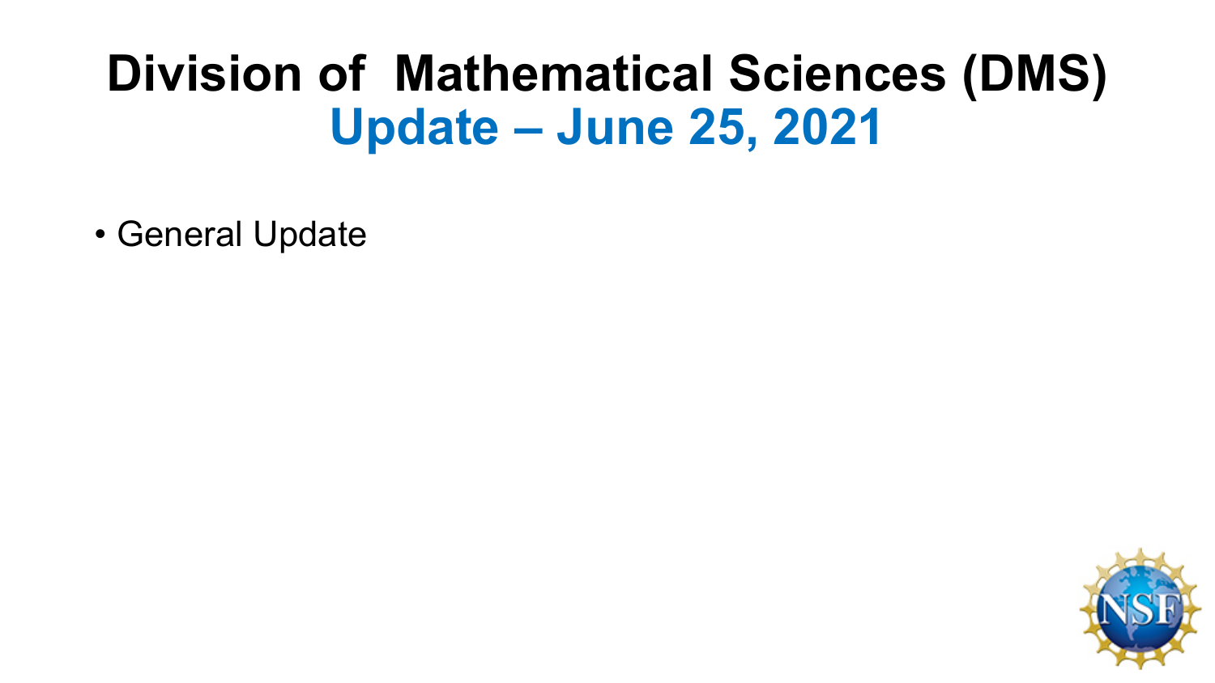# Division of Mathematical Sciences (DMS)
## Update – June 25, 2021

- General Update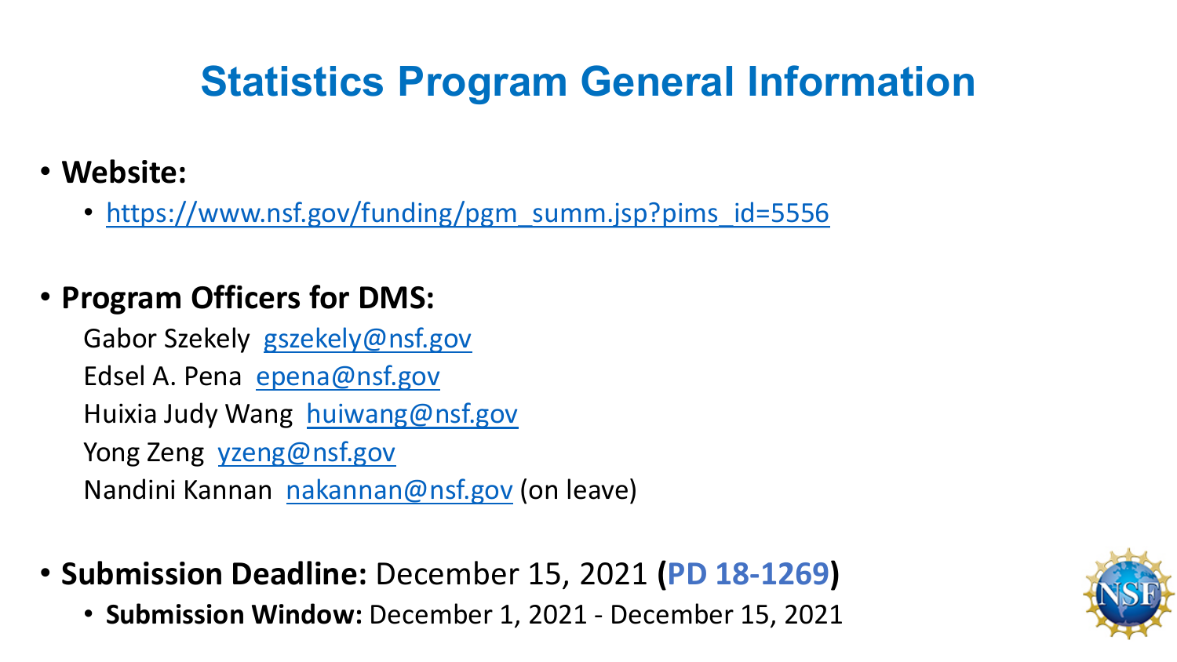# Statistics Program General Information

- **Website:**
  - https://www.nsf.gov/funding/pgm_summ.jsp?pims_id=5556

- **Program Officers for DMS:**

  Gabor Szekely gszekely@nsf.gov
  Edsel A. Pena epena@nsf.gov
  Huixia Judy Wang huiwang@nsf.gov
  Yong Zeng yzeng@nsf.gov
  Nandini Kannan nakannan@nsf.gov (on leave)

- **Submission Deadline:** December 15, 2021 (**PD 18-1269**)
  - **Submission Window:** December 1, 2021 - December 15, 2021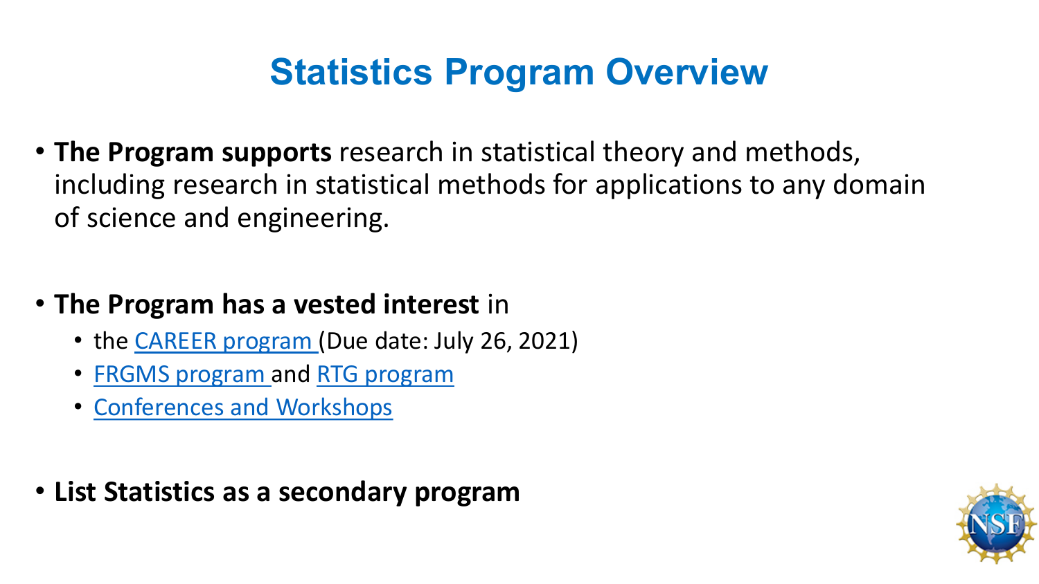# Statistics Program Overview

- **The Program supports** research in statistical theory and methods, including research in statistical methods for applications to any domain of science and engineering.

- **The Program has a vested interest** in
  - the CAREER program (Due date: July 26, 2021)
  - FRGMS program and RTG program
  - Conferences and Workshops

- **List Statistics as a secondary program**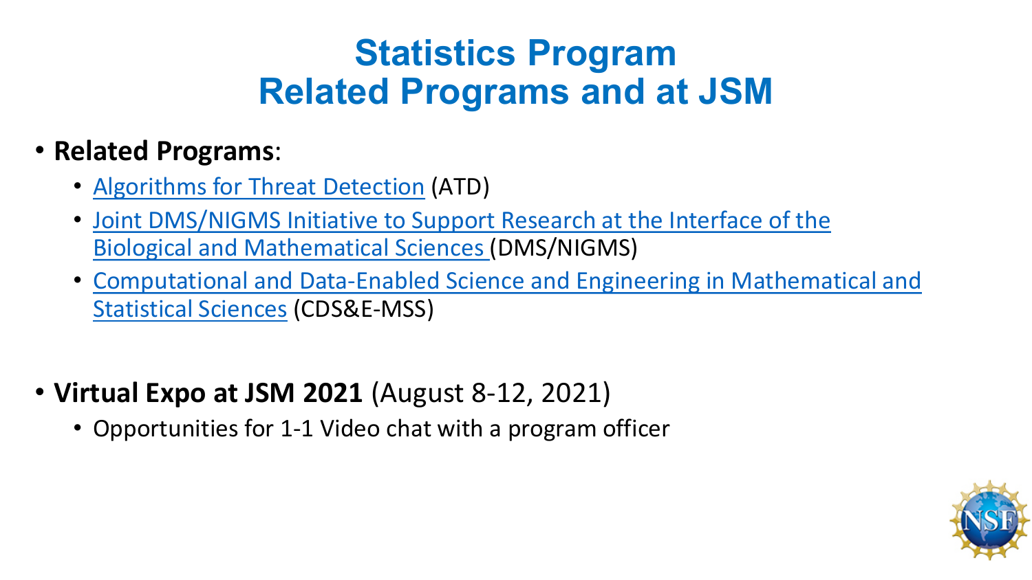# Statistics Program
# Related Programs and at JSM

- **Related Programs**:
  - Algorithms for Threat Detection (ATD)
  - Joint DMS/NIGMS Initiative to Support Research at the Interface of the Biological and Mathematical Sciences (DMS/NIGMS)
  - Computational and Data-Enabled Science and Engineering in Mathematical and Statistical Sciences (CDS&E-MSS)

- **Virtual Expo at JSM 2021** (August 8-12, 2021)
  - Opportunities for 1-1 Video chat with a program officer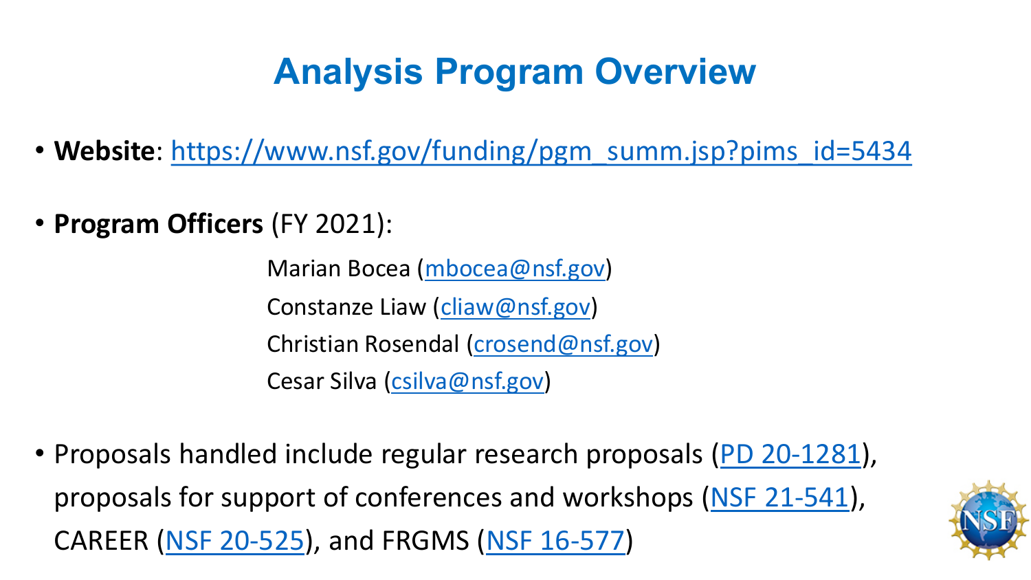# Analysis Program Overview

- **Website**: https://www.nsf.gov/funding/pgm_summ.jsp?pims_id=5434

- **Program Officers** (FY 2021):

  Marian Bocea (mbocea@nsf.gov)
  Constanze Liaw (cliaw@nsf.gov)
  Christian Rosendal (crosend@nsf.gov)
  Cesar Silva (csilva@nsf.gov)

- Proposals handled include regular research proposals (PD 20-1281), proposals for support of conferences and workshops (NSF 21-541), CAREER (NSF 20-525), and FRGMS (NSF 16-577)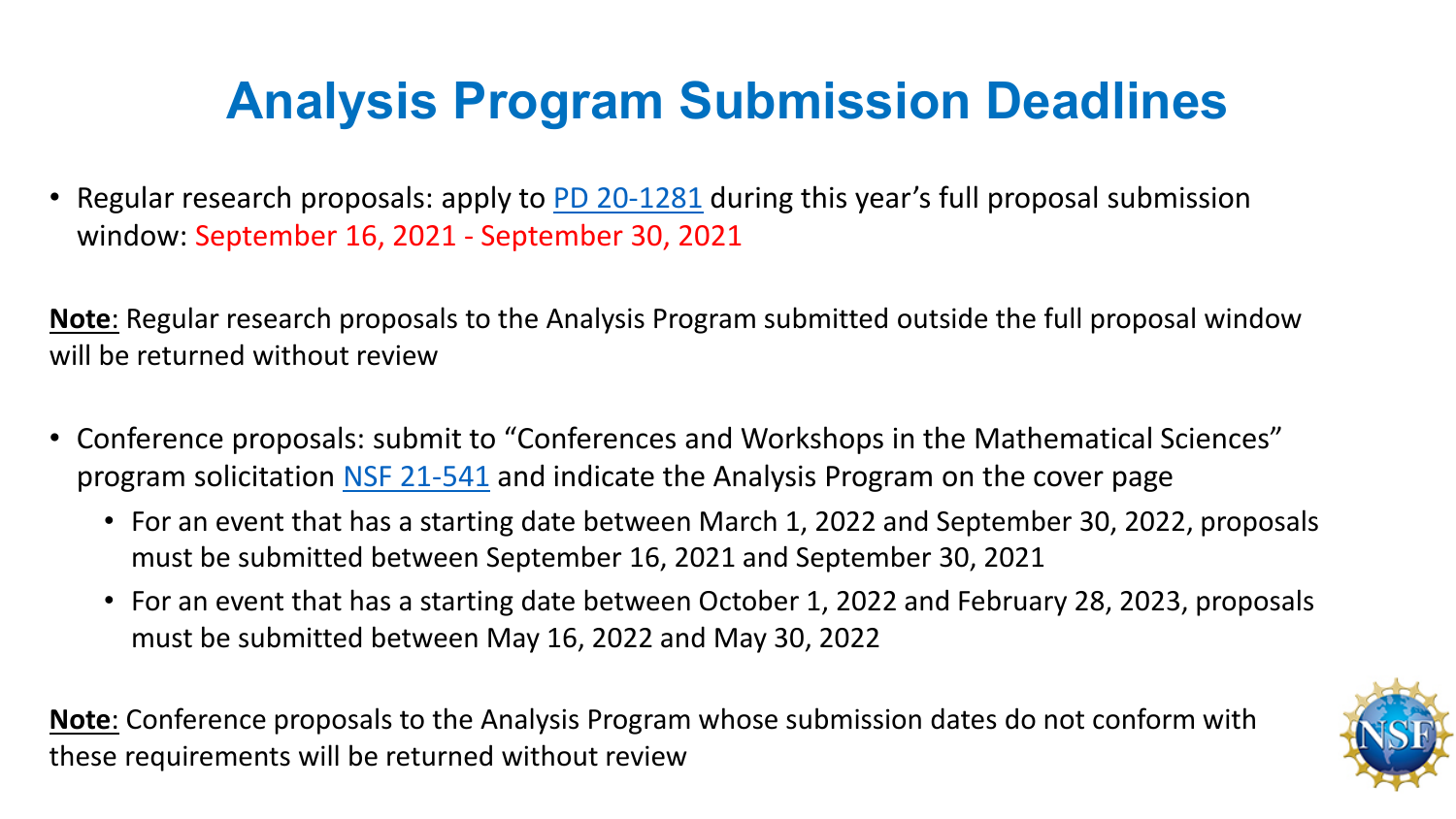# Analysis Program Submission Deadlines

- Regular research proposals: apply to PD 20-1281 during this year's full proposal submission window: September 16, 2021 - September 30, 2021

**Note**: Regular research proposals to the Analysis Program submitted outside the full proposal window will be returned without review

- Conference proposals: submit to "Conferences and Workshops in the Mathematical Sciences" program solicitation NSF 21-541 and indicate the Analysis Program on the cover page
  - For an event that has a starting date between March 1, 2022 and September 30, 2022, proposals must be submitted between September 16, 2021 and September 30, 2021
  - For an event that has a starting date between October 1, 2022 and February 28, 2023, proposals must be submitted between May 16, 2022 and May 30, 2022

**Note**: Conference proposals to the Analysis Program whose submission dates do not conform with these requirements will be returned without review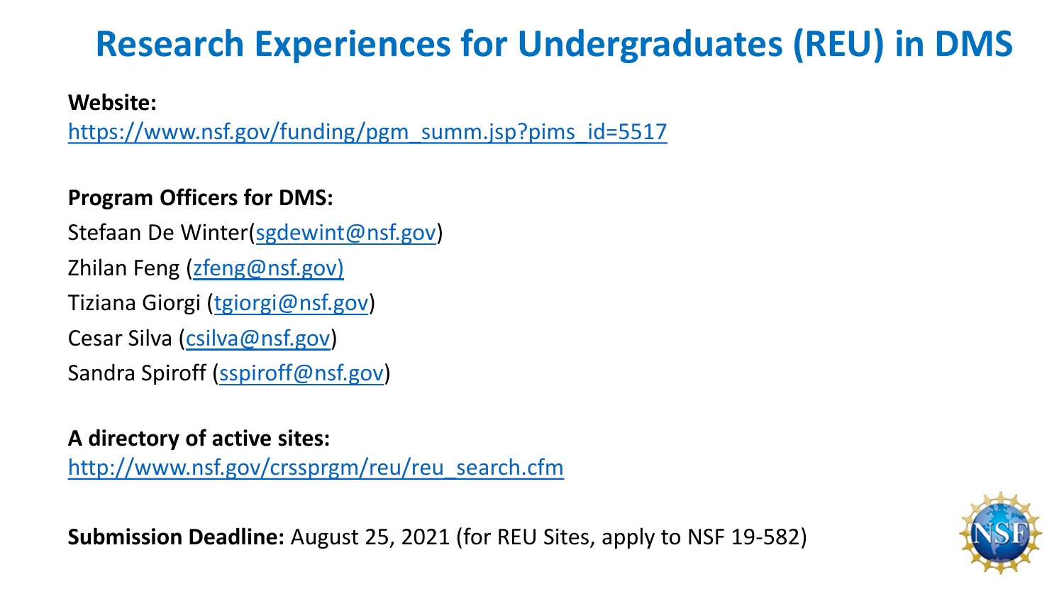# Research Experiences for Undergraduates (REU) in DMS

**Website:**
https://www.nsf.gov/funding/pgm_summ.jsp?pims_id=5517

**Program Officers for DMS:**

Stefaan De Winter(sgdewint@nsf.gov)

Zhilan Feng (zfeng@nsf.gov)

Tiziana Giorgi (tgiorgi@nsf.gov)

Cesar Silva (csilva@nsf.gov)

Sandra Spiroff (sspiroff@nsf.gov)

**A directory of active sites:**
http://www.nsf.gov/crssprgm/reu/reu_search.cfm

**Submission Deadline:** August 25, 2021 (for REU Sites, apply to NSF 19-582)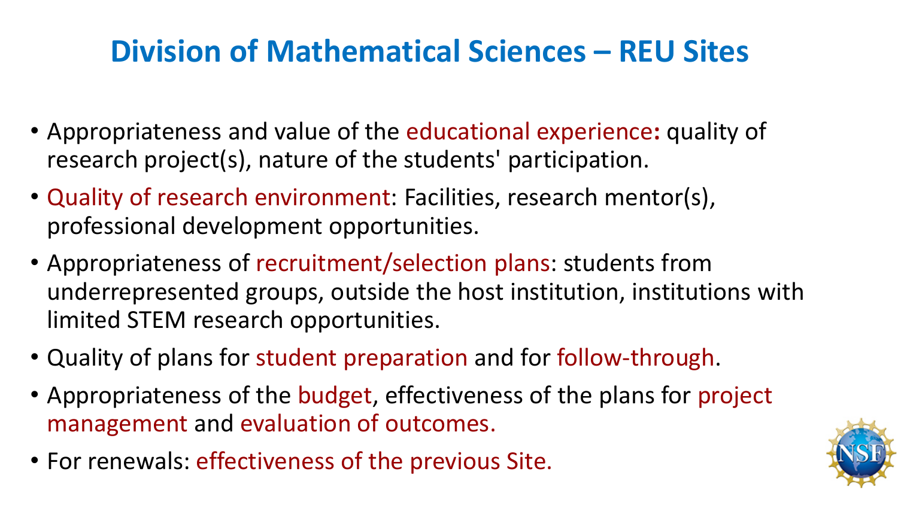# Division of Mathematical Sciences – REU Sites

- Appropriateness and value of the educational experience**:** quality of research project(s), nature of the students' participation.
- Quality of research environment: Facilities, research mentor(s), professional development opportunities.
- Appropriateness of recruitment/selection plans: students from underrepresented groups, outside the host institution, institutions with limited STEM research opportunities.
- Quality of plans for student preparation and for follow-through.
- Appropriateness of the budget, effectiveness of the plans for project management and evaluation of outcomes.
- For renewals: effectiveness of the previous Site.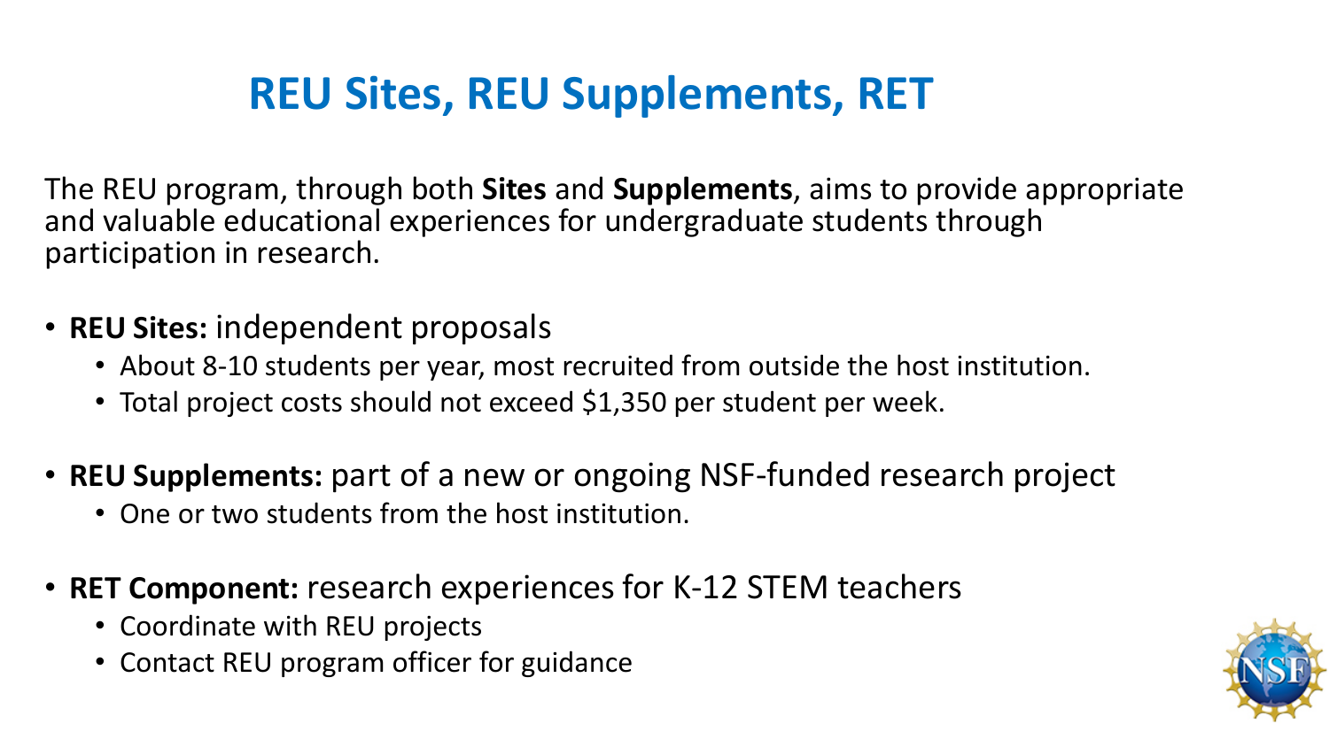# REU Sites, REU Supplements, RET

The REU program, through both **Sites** and **Supplements**, aims to provide appropriate and valuable educational experiences for undergraduate students through participation in research.

- **REU Sites:** independent proposals
  - About 8-10 students per year, most recruited from outside the host institution.
  - Total project costs should not exceed $1,350 per student per week.
- **REU Supplements:** part of a new or ongoing NSF-funded research project
  - One or two students from the host institution.
- **RET Component:** research experiences for K-12 STEM teachers
  - Coordinate with REU projects
  - Contact REU program officer for guidance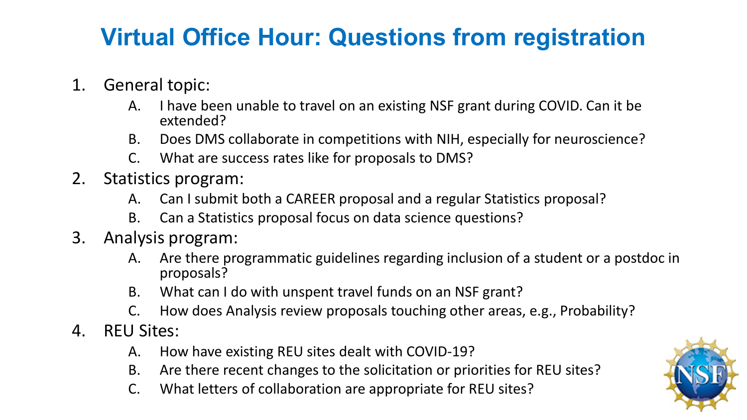# Virtual Office Hour: Questions from registration

1. General topic:
   A. I have been unable to travel on an existing NSF grant during COVID. Can it be extended?
   B. Does DMS collaborate in competitions with NIH, especially for neuroscience?
   C. What are success rates like for proposals to DMS?
2. Statistics program:
   A. Can I submit both a CAREER proposal and a regular Statistics proposal?
   B. Can a Statistics proposal focus on data science questions?
3. Analysis program:
   A. Are there programmatic guidelines regarding inclusion of a student or a postdoc in proposals?
   B. What can I do with unspent travel funds on an NSF grant?
   C. How does Analysis review proposals touching other areas, e.g., Probability?
4. REU Sites:
   A. How have existing REU sites dealt with COVID-19?
   B. Are there recent changes to the solicitation or priorities for REU sites?
   C. What letters of collaboration are appropriate for REU sites?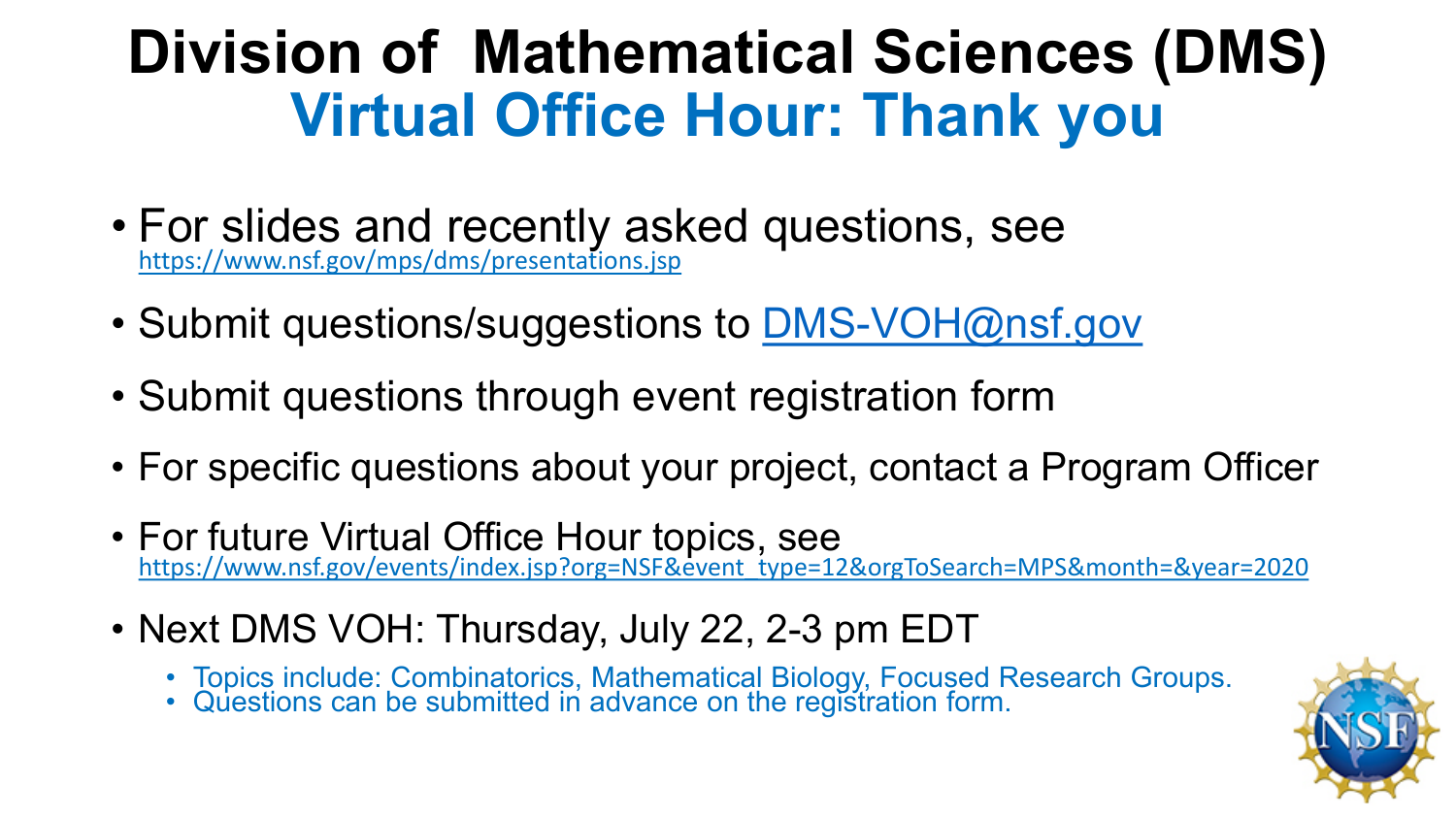# Division of Mathematical Sciences (DMS)
## Virtual Office Hour: Thank you

- For slides and recently asked questions, see https://www.nsf.gov/mps/dms/presentations.jsp
- Submit questions/suggestions to DMS-VOH@nsf.gov
- Submit questions through event registration form
- For specific questions about your project, contact a Program Officer
- For future Virtual Office Hour topics, see https://www.nsf.gov/events/index.jsp?org=NSF&event_type=12&orgToSearch=MPS&month=&year=2020
- Next DMS VOH: Thursday, July 22, 2-3 pm EDT
  - Topics include: Combinatorics, Mathematical Biology, Focused Research Groups.
  - Questions can be submitted in advance on the registration form.